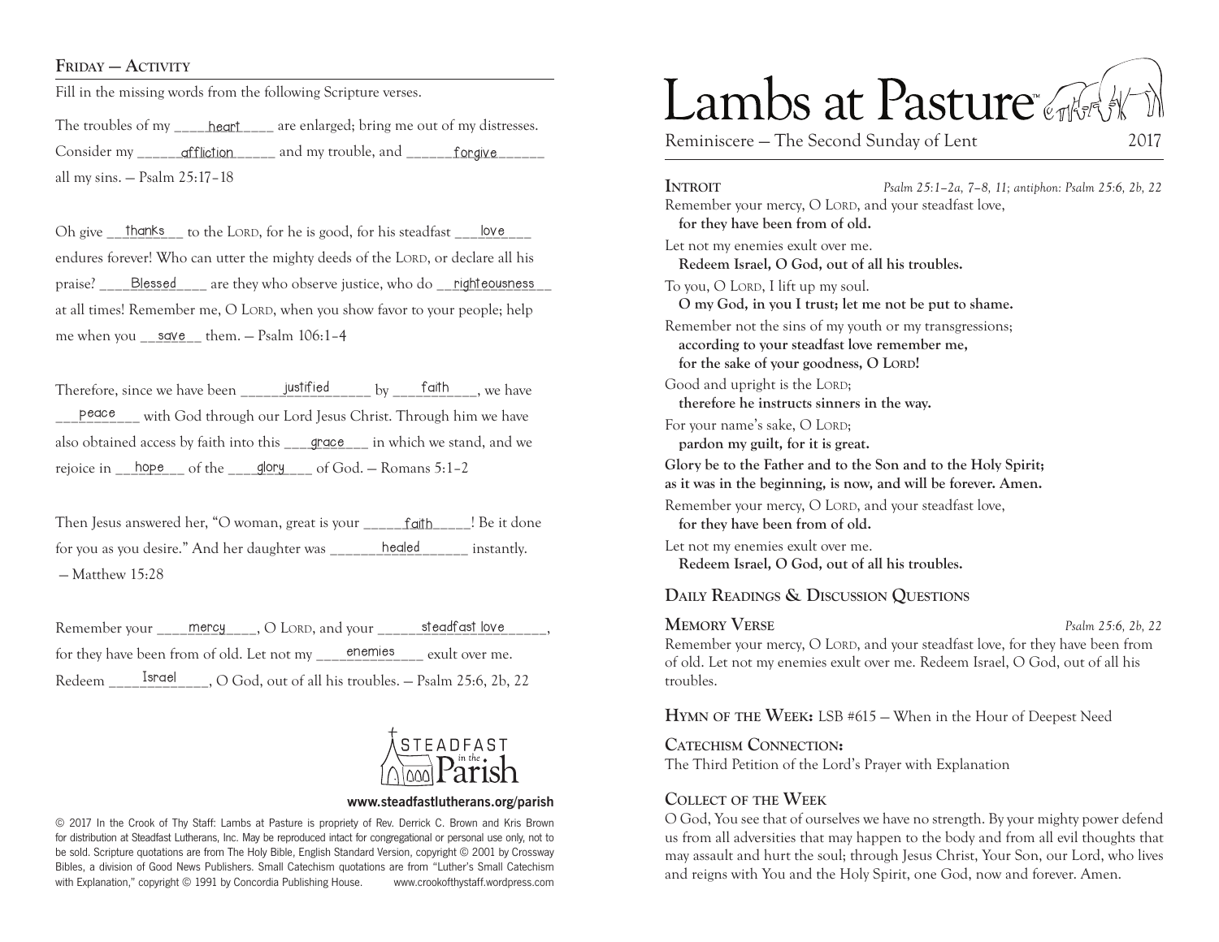## Friday — Activity

Fill in the missing words from the following Scripture verses.

The troubles of my ____heart____ are enlarged; bring me out of my distresses. Consider my _____affliction_____ and my trouble, and ______forgive______ all my sins. — Psalm 25:17–18

Oh give __thanks__ to the Lord, for he is good, for his steadfast ___love___ endures forever! Who can utter the mighty deeds of the Lord, or declare all his praise? ____Blessed____ are they who observe justice, who do __righteousness__ at all times! Remember me, O Lord, when you show favor to your people; help me when you __save__ them. — Psalm 106:1–4

Therefore, since we have been ______justified______ by ____faith____, we have ___peace___ with God through our Lord Jesus Christ. Through him we have also obtained access by faith into this ___grace___ in which we stand, and we rejoice in __hope__ of the ___glory___ of God. — Romans 5:1–2

Then Jesus answered her, "O woman, great is your _____faith_____! Be it done for you as you desire." And her daughter was _______healed_______ instantly. — Matthew 15:28

Remember your ___mercy___, O Lord, and your _____steadfast love_____, for they have been from of old. Let not my ____enemies____ exult over me. Redeem ____Israel____, O God, out of all his troubles. — Psalm 25:6, 2b, 22

STEADFAST in the Parish

**www.steadfastlutherans.org/parish**

© 2017 In the Crook of Thy Staff: Lambs at Pasture is propriety of Rev. Derrick C. Brown and Kris Brown for distribution at Steadfast Lutherans, Inc. May be reproduced intact for congregational or personal use only, not to be sold. Scripture quotations are from The Holy Bible, English Standard Version, copyright © 2001 by Crossway Bibles, a division of Good News Publishers. Small Catechism quotations are from "Luther's Small Catechism with Explanation," copyright © 1991 by Concordia Publishing House. www.crookofthystaff.wordpress.com

# Lambs at Pasture™

Reminiscere — The Second Sunday of Lent 2017

## Introit

*Psalm 25:1–2a, 7–8, 11; antiphon: Psalm 25:6, 2b, 22*

Remember your mercy, O Lord, and your steadfast love,
**for they have been from of old.**

Let not my enemies exult over me.
**Redeem Israel, O God, out of all his troubles.**

To you, O Lord, I lift up my soul.
**O my God, in you I trust; let me not be put to shame.**

Remember not the sins of my youth or my transgressions;
**according to your steadfast love remember me,**
**for the sake of your goodness, O Lord!**

Good and upright is the Lord;
**therefore he instructs sinners in the way.**

For your name's sake, O Lord;
**pardon my guilt, for it is great.**

**Glory be to the Father and to the Son and to the Holy Spirit;**
**as it was in the beginning, is now, and will be forever. Amen.**

Remember your mercy, O Lord, and your steadfast love,
**for they have been from of old.**

Let not my enemies exult over me.
**Redeem Israel, O God, out of all his troubles.**

## Daily Readings & Discussion Questions

### Memory Verse

*Psalm 25:6, 2b, 22*

Remember your mercy, O Lord, and your steadfast love, for they have been from of old. Let not my enemies exult over me. Redeem Israel, O God, out of all his troubles.

**Hymn of the Week:** LSB #615 — When in the Hour of Deepest Need

**Catechism Connection:**
The Third Petition of the Lord's Prayer with Explanation

### Collect of the Week

O God, You see that of ourselves we have no strength. By your mighty power defend us from all adversities that may happen to the body and from all evil thoughts that may assault and hurt the soul; through Jesus Christ, Your Son, our Lord, who lives and reigns with You and the Holy Spirit, one God, now and forever. Amen.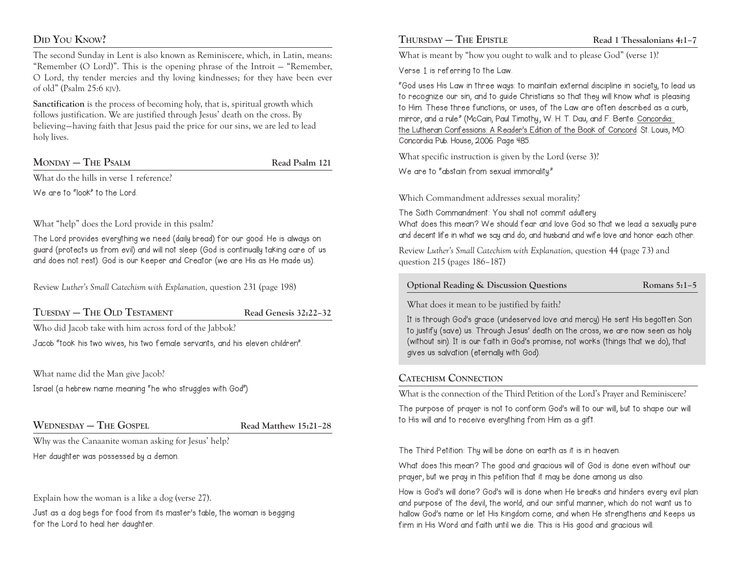## Did You Know?

The second Sunday in Lent is also known as Reminiscere, which, in Latin, means: "Remember (O Lord)". This is the opening phrase of the Introit – "Remember, O Lord, thy tender mercies and thy loving kindnesses; for they have been ever of old" (Psalm 25:6 KJV).

**Sanctification** is the process of becoming holy, that is, spiritual growth which follows justification. We are justified through Jesus' death on the cross. By believing—having faith that Jesus paid the price for our sins, we are led to lead holy lives.

## Monday – The Psalm

**Read Psalm 121**

What do the hills in verse 1 reference?

We are to "look" to the Lord.

What "help" does the Lord provide in this psalm?

The Lord provides everything we need (daily bread) for our good. He is always on guard (protects us from evil) and will not sleep (God is continually taking care of us and does not rest). God is our Keeper and Creator (we are His as He made us).

Review *Luther's Small Catechism with Explanation,* question 231 (page 198)

## Tuesday – The Old Testament

**Read Genesis 32:22–32**

Who did Jacob take with him across ford of the Jabbok?

Jacob "took his two wives, his two female servants, and his eleven children".

What name did the Man give Jacob?

Israel (a hebrew name meaning "he who struggles with God")

## Wednesday – The Gospel

**Read Matthew 15:21–28**

Why was the Canaanite woman asking for Jesus' help?

Her daughter was possessed by a demon.

Explain how the woman is a like a dog (verse 27).

Just as a dog begs for food from its master's table, the woman is begging for the Lord to heal her daughter.

## Thursday – The Epistle

**Read 1 Thessalonians 4:1–7**

What is meant by "how you ought to walk and to please God" (verse 1)?

Verse 1 is referring to the Law.

"God uses His Law in three ways: to maintain external discipline in society, to lead us to recognize our sin, and to guide Christians so that they will know what is pleasing to Him. These three functions, or uses, of the Law are often described as a curb, mirror, and a rule." (McCain, Paul Timothy., W. H. T. Dau, and F. Bente. Concordia: the Lutheran Confessions: A Reader's Edition of the Book of Concord. St. Louis, MO: Concordia Pub. House, 2006. Page 485.

What specific instruction is given by the Lord (verse 3)?

We are to "abstain from sexual immorality."

Which Commandment addresses sexual morality?

The Sixth Commandment: You shall not commit adultery.
What does this mean? We should fear and love God so that we lead a sexually pure and decent life in what we say and do, and husband and wife love and honor each other.

Review *Luther's Small Catechism with Explanation,* question 44 (page 73) and question 215 (pages 186–187)

### Optional Reading & Discussion Questions

**Romans 5:1–5**

What does it mean to be justified by faith?

It is through God's grace (undeserved love and mercy) He sent His begotten Son to justify (save) us. Through Jesus' death on the cross, we are now seen as holy (without sin). It is our faith in God's promise, not works (things that we do), that gives us salvation (eternally with God).

## Catechism Connection

What is the connection of the Third Petition of the Lord's Prayer and Reminiscere?

The purpose of prayer is not to conform God's will to our will, but to shape our will to His will and to receive everything from Him as a gift.

The Third Petition: Thy will be done on earth as it is in heaven.

What does this mean? The good and gracious will of God is done even without our prayer, but we pray in this petition that it may be done among us also.

How is God's will done? God's will is done when He breaks and hinders every evil plan and purpose of the devil, the world, and our sinful manner, which do not want us to hallow God's name or let His kingdom come; and when He strengthens and keeps us firm in His Word and faith until we die. This is His good and gracious will.